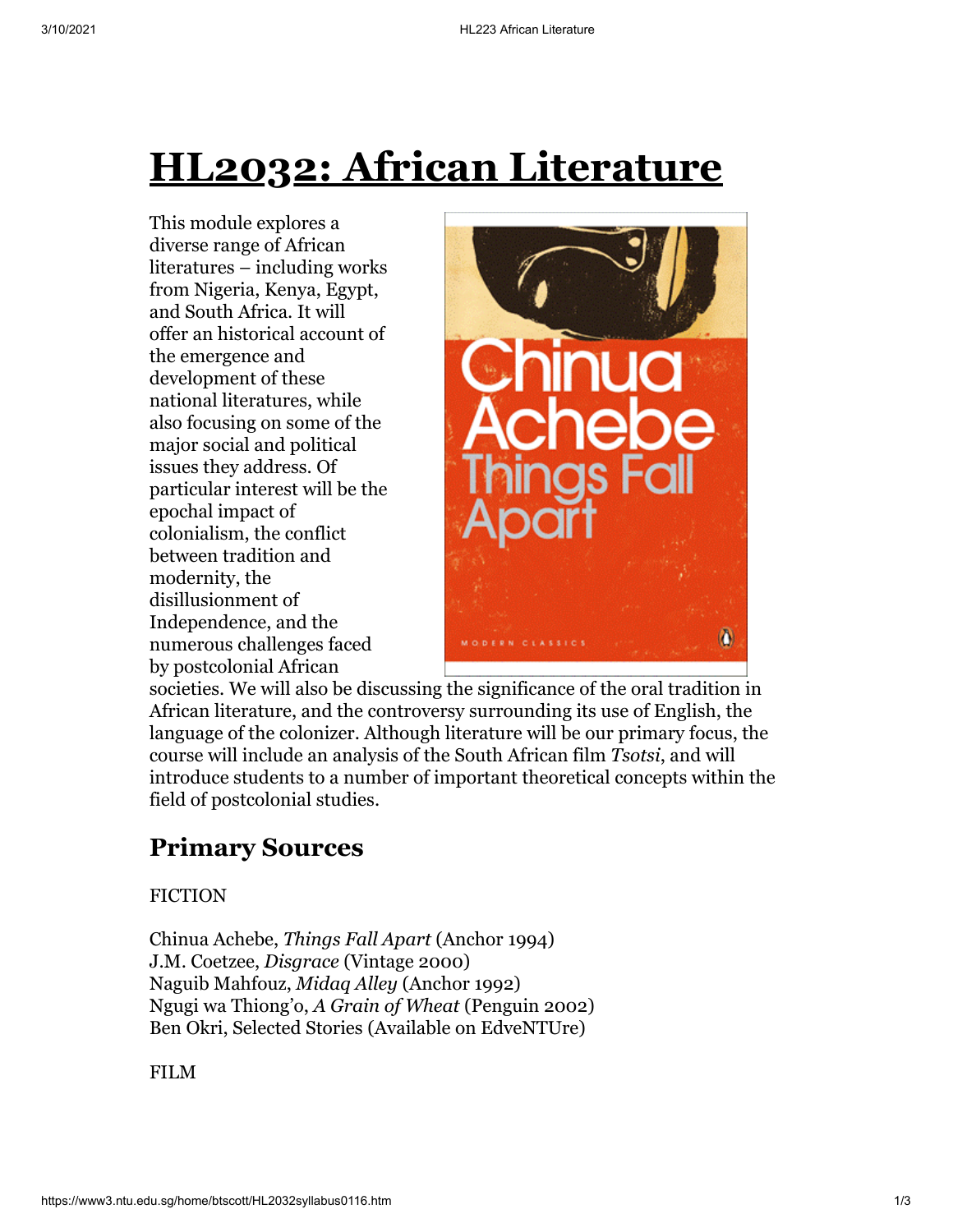# HL2032: African Literature

This module explores a diverse range of African literatures – including works from Nigeria, Kenya, Egypt, and South Africa. It will offer an historical account of the emergence and development of these national literatures, while also focusing on some of the major social and political issues they address. Of particular interest will be the epochal impact of colonialism, the conflict between tradition and modernity, the disillusionment of Independence, and the numerous challenges faced by postcolonial African societies. We will also be discussing the significance of the oral tradition in African literature, and the controversy surrounding its use of English, the language of the colonizer. Although literature will be our primary focus, the course will include an analysis of the South African film *Tsotsi*, and will introduce students to a number of important theoretical concepts within the field of postcolonial studies.

## Primary Sources

FICTION

Chinua Achebe, *Things Fall Apart* (Anchor 1994)
J.M. Coetzee, *Disgrace* (Vintage 2000)
Naguib Mahfouz, *Midaq Alley* (Anchor 1992)
Ngugi wa Thiong'o, *A Grain of Wheat* (Penguin 2002)
Ben Okri, Selected Stories (Available on EdveNTUre)

FILM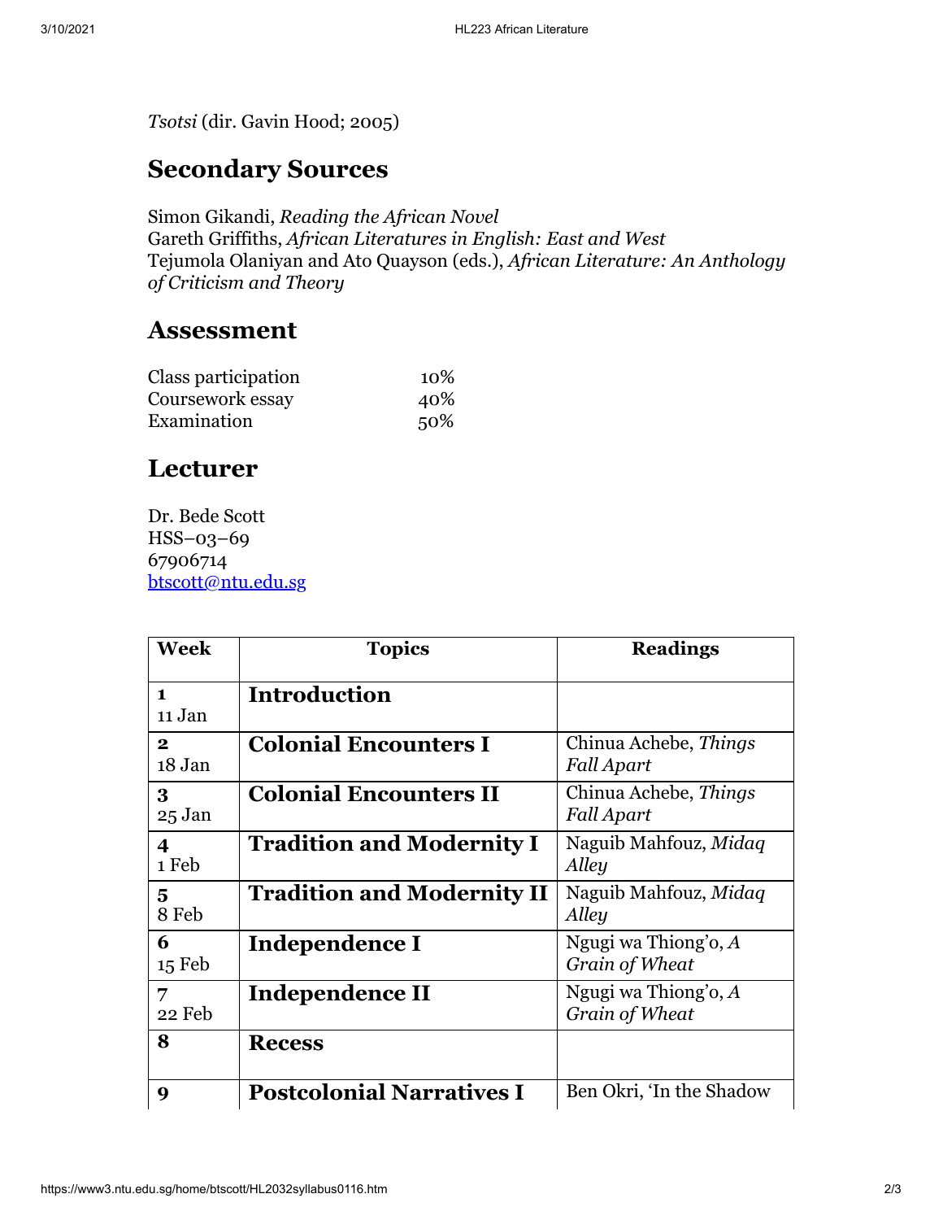*Tsotsi* (dir. Gavin Hood; 2005)

## Secondary Sources

Simon Gikandi, *Reading the African Novel*
Gareth Griffiths, *African Literatures in English: East and West*
Tejumola Olaniyan and Ato Quayson (eds.), *African Literature: An Anthology of Criticism and Theory*

## Assessment

| | |
|---|---|
| Class participation | 10% |
| Coursework essay | 40% |
| Examination | 50% |

## Lecturer

Dr. Bede Scott
HSS–03–69
67906714
btscott@ntu.edu.sg

| Week | Topics | Readings |
|---|---|---|
| **1** 11 Jan | **Introduction** | |
| **2** 18 Jan | **Colonial Encounters I** | Chinua Achebe, *Things Fall Apart* |
| **3** 25 Jan | **Colonial Encounters II** | Chinua Achebe, *Things Fall Apart* |
| **4** 1 Feb | **Tradition and Modernity I** | Naguib Mahfouz, *Midaq Alley* |
| **5** 8 Feb | **Tradition and Modernity II** | Naguib Mahfouz, *Midaq Alley* |
| **6** 15 Feb | **Independence I** | Ngugi wa Thiong'o, *A Grain of Wheat* |
| **7** 22 Feb | **Independence II** | Ngugi wa Thiong'o, *A Grain of Wheat* |
| **8** | **Recess** | |
| **9** | **Postcolonial Narratives I** | Ben Okri, 'In the Shadow |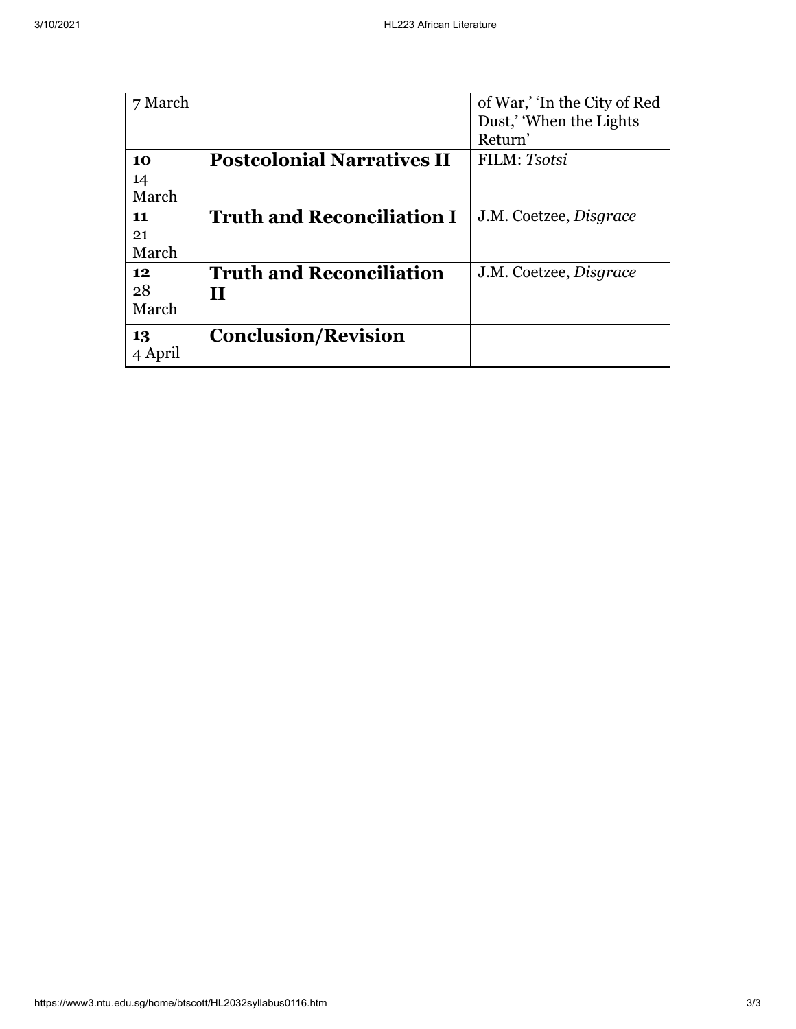| | | |
|---|---|---|
| 7 March | | of War,' 'In the City of Red Dust,' 'When the Lights Return' |
| **10** 14 March | **Postcolonial Narratives II** | FILM: *Tsotsi* |
| **11** 21 March | **Truth and Reconciliation I** | J.M. Coetzee, *Disgrace* |
| **12** 28 March | **Truth and Reconciliation II** | J.M. Coetzee, *Disgrace* |
| **13** 4 April | **Conclusion/Revision** | |